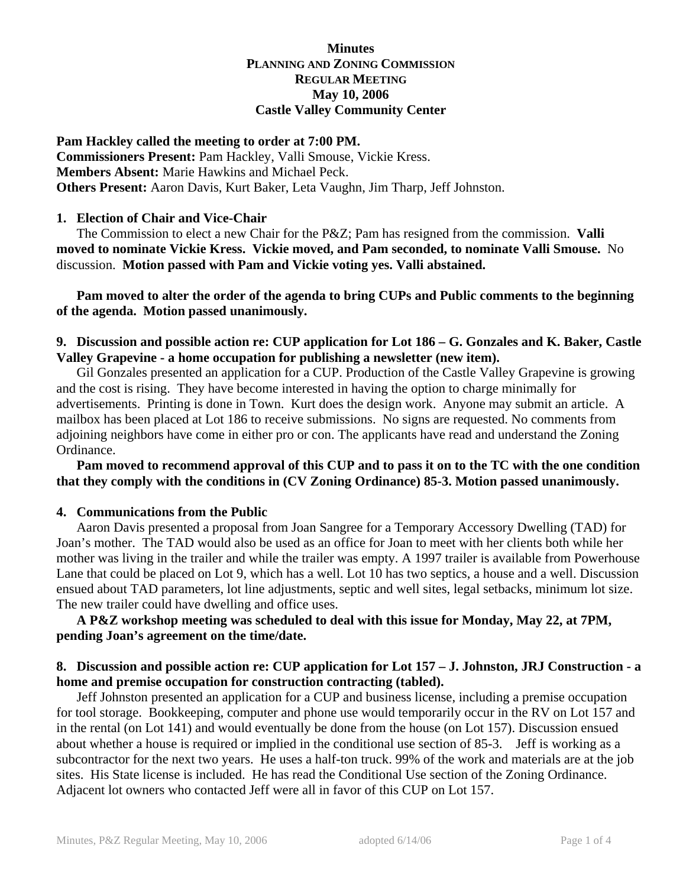**Minutes**
**PLANNING AND ZONING COMMISSION**
**REGULAR MEETING**
**May 10, 2006**
**Castle Valley Community Center**

**Pam Hackley called the meeting to order at 7:00 PM.**
**Commissioners Present:** Pam Hackley, Valli Smouse, Vickie Kress.
**Members Absent:** Marie Hawkins and Michael Peck.
**Others Present:** Aaron Davis, Kurt Baker, Leta Vaughn, Jim Tharp, Jeff Johnston.

**1. Election of Chair and Vice-Chair**

The Commission to elect a new Chair for the P&Z; Pam has resigned from the commission. **Valli moved to nominate Vickie Kress. Vickie moved, and Pam seconded, to nominate Valli Smouse.** No discussion. **Motion passed with Pam and Vickie voting yes. Valli abstained.**

**Pam moved to alter the order of the agenda to bring CUPs and Public comments to the beginning of the agenda. Motion passed unanimously.**

**9. Discussion and possible action re: CUP application for Lot 186 – G. Gonzales and K. Baker, Castle Valley Grapevine - a home occupation for publishing a newsletter (new item).**

Gil Gonzales presented an application for a CUP. Production of the Castle Valley Grapevine is growing and the cost is rising. They have become interested in having the option to charge minimally for advertisements. Printing is done in Town. Kurt does the design work. Anyone may submit an article. A mailbox has been placed at Lot 186 to receive submissions. No signs are requested. No comments from adjoining neighbors have come in either pro or con. The applicants have read and understand the Zoning Ordinance.

**Pam moved to recommend approval of this CUP and to pass it on to the TC with the one condition that they comply with the conditions in (CV Zoning Ordinance) 85-3. Motion passed unanimously.**

**4. Communications from the Public**

Aaron Davis presented a proposal from Joan Sangree for a Temporary Accessory Dwelling (TAD) for Joan's mother. The TAD would also be used as an office for Joan to meet with her clients both while her mother was living in the trailer and while the trailer was empty. A 1997 trailer is available from Powerhouse Lane that could be placed on Lot 9, which has a well. Lot 10 has two septics, a house and a well. Discussion ensued about TAD parameters, lot line adjustments, septic and well sites, legal setbacks, minimum lot size. The new trailer could have dwelling and office uses.

**A P&Z workshop meeting was scheduled to deal with this issue for Monday, May 22, at 7PM, pending Joan's agreement on the time/date.**

**8. Discussion and possible action re: CUP application for Lot 157 – J. Johnston, JRJ Construction - a home and premise occupation for construction contracting (tabled).**

Jeff Johnston presented an application for a CUP and business license, including a premise occupation for tool storage. Bookkeeping, computer and phone use would temporarily occur in the RV on Lot 157 and in the rental (on Lot 141) and would eventually be done from the house (on Lot 157). Discussion ensued about whether a house is required or implied in the conditional use section of 85-3. Jeff is working as a subcontractor for the next two years. He uses a half-ton truck. 99% of the work and materials are at the job sites. His State license is included. He has read the Conditional Use section of the Zoning Ordinance. Adjacent lot owners who contacted Jeff were all in favor of this CUP on Lot 157.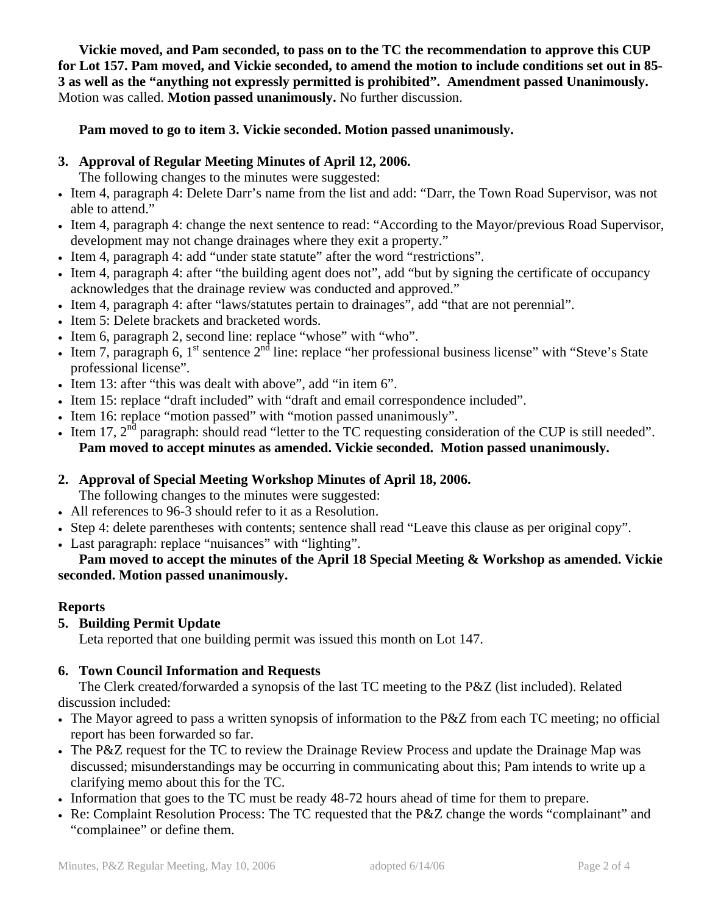**Vickie moved, and Pam seconded, to pass on to the TC the recommendation to approve this CUP for Lot 157. Pam moved, and Vickie seconded, to amend the motion to include conditions set out in 85-3 as well as the "anything not expressly permitted is prohibited". Amendment passed Unanimously.** Motion was called. **Motion passed unanimously.** No further discussion.

**Pam moved to go to item 3. Vickie seconded. Motion passed unanimously.**

**3. Approval of Regular Meeting Minutes of April 12, 2006.**

The following changes to the minutes were suggested:

- Item 4, paragraph 4: Delete Darr's name from the list and add: "Darr, the Town Road Supervisor, was not able to attend."
- Item 4, paragraph 4: change the next sentence to read: "According to the Mayor/previous Road Supervisor, development may not change drainages where they exit a property."
- Item 4, paragraph 4: add "under state statute" after the word "restrictions".
- Item 4, paragraph 4: after "the building agent does not", add "but by signing the certificate of occupancy acknowledges that the drainage review was conducted and approved."
- Item 4, paragraph 4: after "laws/statutes pertain to drainages", add "that are not perennial".
- Item 5: Delete brackets and bracketed words.
- Item 6, paragraph 2, second line: replace "whose" with "who".
- Item 7, paragraph 6, 1st sentence 2nd line: replace "her professional business license" with "Steve's State professional license".
- Item 13: after "this was dealt with above", add "in item 6".
- Item 15: replace "draft included" with "draft and email correspondence included".
- Item 16: replace "motion passed" with "motion passed unanimously".
- Item 17, 2nd paragraph: should read "letter to the TC requesting consideration of the CUP is still needed".

**Pam moved to accept minutes as amended. Vickie seconded. Motion passed unanimously.**

**2. Approval of Special Meeting Workshop Minutes of April 18, 2006.**

The following changes to the minutes were suggested:

- All references to 96-3 should refer to it as a Resolution.
- Step 4: delete parentheses with contents; sentence shall read "Leave this clause as per original copy".
- Last paragraph: replace "nuisances" with "lighting".

**Pam moved to accept the minutes of the April 18 Special Meeting & Workshop as amended. Vickie seconded. Motion passed unanimously.**

**Reports**

**5. Building Permit Update**

Leta reported that one building permit was issued this month on Lot 147.

**6. Town Council Information and Requests**

The Clerk created/forwarded a synopsis of the last TC meeting to the P&Z (list included). Related discussion included:

- The Mayor agreed to pass a written synopsis of information to the P&Z from each TC meeting; no official report has been forwarded so far.
- The P&Z request for the TC to review the Drainage Review Process and update the Drainage Map was discussed; misunderstandings may be occurring in communicating about this; Pam intends to write up a clarifying memo about this for the TC.
- Information that goes to the TC must be ready 48-72 hours ahead of time for them to prepare.
- Re: Complaint Resolution Process: The TC requested that the P&Z change the words "complainant" and "complainee" or define them.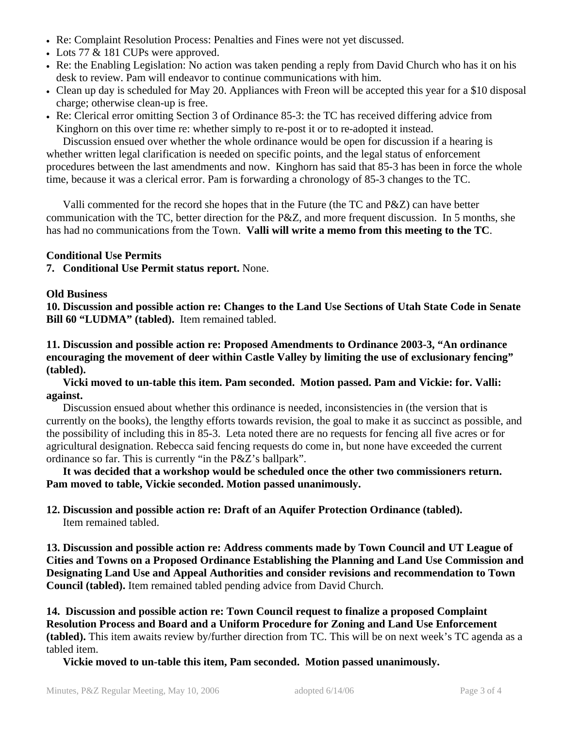- Re: Complaint Resolution Process: Penalties and Fines were not yet discussed.
- Lots 77 & 181 CUPs were approved.
- Re: the Enabling Legislation: No action was taken pending a reply from David Church who has it on his desk to review. Pam will endeavor to continue communications with him.
- Clean up day is scheduled for May 20. Appliances with Freon will be accepted this year for a $10 disposal charge; otherwise clean-up is free.
- Re: Clerical error omitting Section 3 of Ordinance 85-3: the TC has received differing advice from Kinghorn on this over time re: whether simply to re-post it or to re-adopted it instead.

Discussion ensued over whether the whole ordinance would be open for discussion if a hearing is whether written legal clarification is needed on specific points, and the legal status of enforcement procedures between the last amendments and now. Kinghorn has said that 85-3 has been in force the whole time, because it was a clerical error. Pam is forwarding a chronology of 85-3 changes to the TC.

Valli commented for the record she hopes that in the Future (the TC and P&Z) can have better communication with the TC, better direction for the P&Z, and more frequent discussion. In 5 months, she has had no communications from the Town. **Valli will write a memo from this meeting to the TC**.

**Conditional Use Permits**

**7. Conditional Use Permit status report.** None.

**Old Business**

**10. Discussion and possible action re: Changes to the Land Use Sections of Utah State Code in Senate Bill 60 "LUDMA" (tabled).** Item remained tabled.

**11. Discussion and possible action re: Proposed Amendments to Ordinance 2003-3, "An ordinance encouraging the movement of deer within Castle Valley by limiting the use of exclusionary fencing" (tabled).**

**Vicki moved to un-table this item. Pam seconded. Motion passed. Pam and Vickie: for. Valli: against.**

Discussion ensued about whether this ordinance is needed, inconsistencies in (the version that is currently on the books), the lengthy efforts towards revision, the goal to make it as succinct as possible, and the possibility of including this in 85-3. Leta noted there are no requests for fencing all five acres or for agricultural designation. Rebecca said fencing requests do come in, but none have exceeded the current ordinance so far. This is currently "in the P&Z's ballpark".

**It was decided that a workshop would be scheduled once the other two commissioners return. Pam moved to table, Vickie seconded. Motion passed unanimously.**

**12. Discussion and possible action re: Draft of an Aquifer Protection Ordinance (tabled).** Item remained tabled.

**13. Discussion and possible action re: Address comments made by Town Council and UT League of Cities and Towns on a Proposed Ordinance Establishing the Planning and Land Use Commission and Designating Land Use and Appeal Authorities and consider revisions and recommendation to Town Council (tabled).** Item remained tabled pending advice from David Church.

**14. Discussion and possible action re: Town Council request to finalize a proposed Complaint Resolution Process and Board and a Uniform Procedure for Zoning and Land Use Enforcement (tabled).** This item awaits review by/further direction from TC. This will be on next week's TC agenda as a tabled item.

**Vickie moved to un-table this item, Pam seconded. Motion passed unanimously.**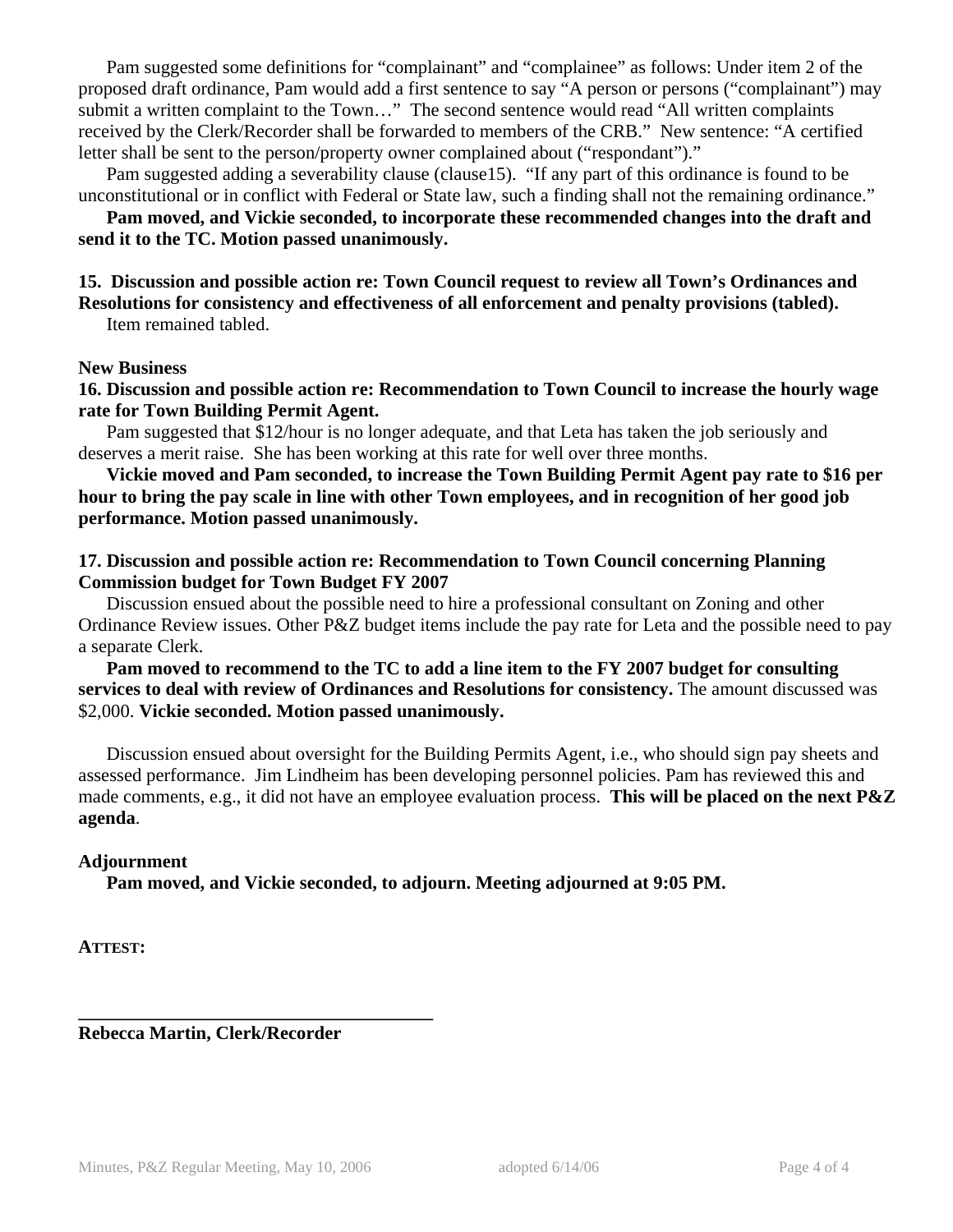Pam suggested some definitions for "complainant" and "complainee" as follows: Under item 2 of the proposed draft ordinance, Pam would add a first sentence to say "A person or persons ("complainant") may submit a written complaint to the Town…" The second sentence would read "All written complaints received by the Clerk/Recorder shall be forwarded to members of the CRB." New sentence: "A certified letter shall be sent to the person/property owner complained about ("respondant")."

Pam suggested adding a severability clause (clause15). "If any part of this ordinance is found to be unconstitutional or in conflict with Federal or State law, such a finding shall not the remaining ordinance."

**Pam moved, and Vickie seconded, to incorporate these recommended changes into the draft and send it to the TC. Motion passed unanimously.**

**15. Discussion and possible action re: Town Council request to review all Town's Ordinances and Resolutions for consistency and effectiveness of all enforcement and penalty provisions (tabled).**

Item remained tabled.

**New Business**

**16. Discussion and possible action re: Recommendation to Town Council to increase the hourly wage rate for Town Building Permit Agent.**

Pam suggested that $12/hour is no longer adequate, and that Leta has taken the job seriously and deserves a merit raise. She has been working at this rate for well over three months.

**Vickie moved and Pam seconded, to increase the Town Building Permit Agent pay rate to $16 per hour to bring the pay scale in line with other Town employees, and in recognition of her good job performance. Motion passed unanimously.**

**17. Discussion and possible action re: Recommendation to Town Council concerning Planning Commission budget for Town Budget FY 2007**

Discussion ensued about the possible need to hire a professional consultant on Zoning and other Ordinance Review issues. Other P&Z budget items include the pay rate for Leta and the possible need to pay a separate Clerk.

**Pam moved to recommend to the TC to add a line item to the FY 2007 budget for consulting services to deal with review of Ordinances and Resolutions for consistency.** The amount discussed was $2,000. **Vickie seconded. Motion passed unanimously.**

Discussion ensued about oversight for the Building Permits Agent, i.e., who should sign pay sheets and assessed performance. Jim Lindheim has been developing personnel policies. Pam has reviewed this and made comments, e.g., it did not have an employee evaluation process. **This will be placed on the next P&Z agenda**.

**Adjournment**

**Pam moved, and Vickie seconded, to adjourn. Meeting adjourned at 9:05 PM.**

**ATTEST:**

**\_\_\_\_\_\_\_\_\_\_\_\_\_\_\_\_\_\_\_\_\_\_\_\_\_\_\_\_\_\_\_\_\_\_\_\_\_\_\_**

**Rebecca Martin, Clerk/Recorder**